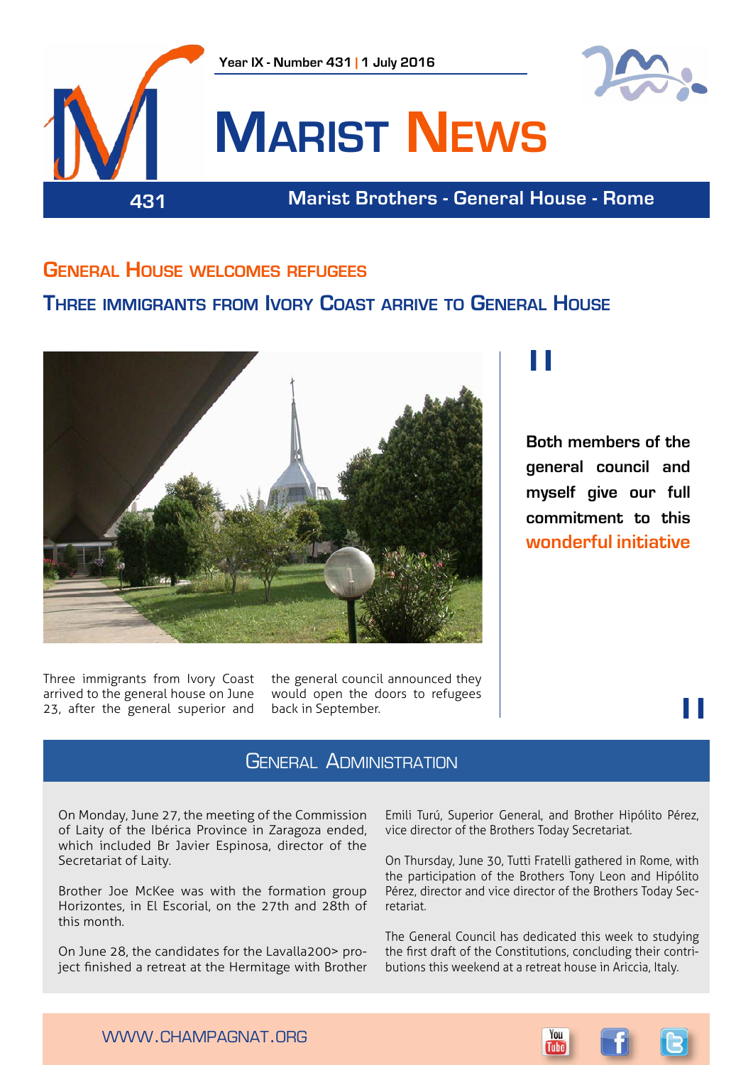Year IX - Number 431 | 1 July 2016

# Marist News

431

Marist Brothers - General House - Rome

## General House welcomes refugees

### Three immigrants from Ivory Coast arrive to General House

> **Both members of the general council and myself give our full commitment to this wonderful initiative**

Three immigrants from Ivory Coast arrived to the general house on June 23, after the general superior and the general council announced they would open the doors to refugees back in September.

## General Administration

On Monday, June 27, the meeting of the Commission of Laity of the Ibérica Province in Zaragoza ended, which included Br Javier Espinosa, director of the Secretariat of Laity.

Brother Joe McKee was with the formation group Horizontes, in El Escorial, on the 27th and 28th of this month.

On June 28, the candidates for the Lavalla200> project finished a retreat at the Hermitage with Brother Emili Turú, Superior General, and Brother Hipólito Pérez, vice director of the Brothers Today Secretariat.

On Thursday, June 30, Tutti Fratelli gathered in Rome, with the participation of the Brothers Tony Leon and Hipólito Pérez, director and vice director of the Brothers Today Secretariat.

The General Council has dedicated this week to studying the first draft of the Constitutions, concluding their contributions this weekend at a retreat house in Ariccia, Italy.

WWW.CHAMPAGNAT.ORG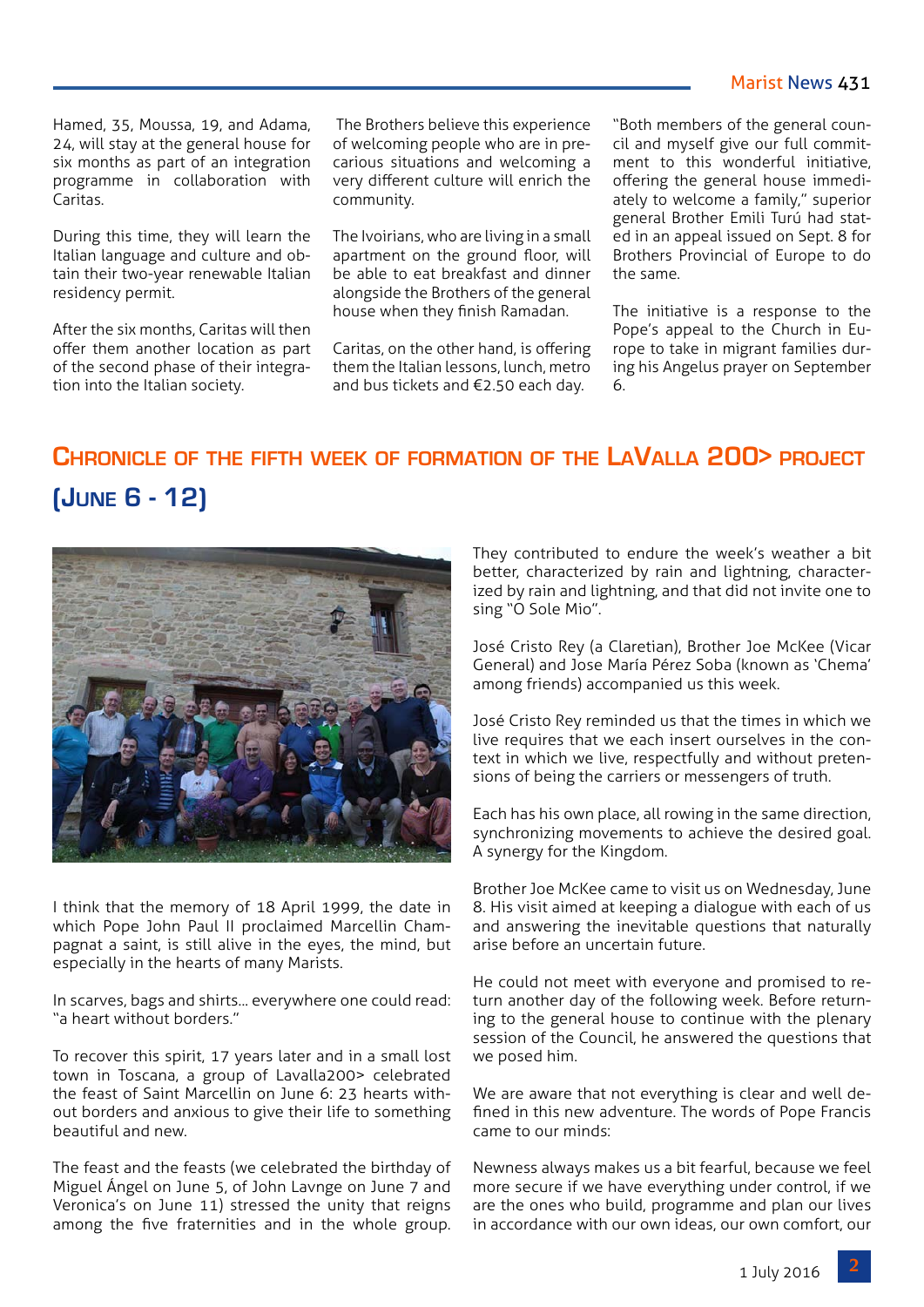Hamed, 35, Moussa, 19, and Adama, 24, will stay at the general house for six months as part of an integration programme in collaboration with Caritas.

During this time, they will learn the Italian language and culture and obtain their two-year renewable Italian residency permit.

After the six months, Caritas will then offer them another location as part of the second phase of their integration into the Italian society.

The Brothers believe this experience of welcoming people who are in precarious situations and welcoming a very different culture will enrich the community.

The Ivoirians, who are living in a small apartment on the ground floor, will be able to eat breakfast and dinner alongside the Brothers of the general house when they finish Ramadan.

Caritas, on the other hand, is offering them the Italian lessons, lunch, metro and bus tickets and €2.50 each day.

"Both members of the general council and myself give our full commitment to this wonderful initiative, offering the general house immediately to welcome a family," superior general Brother Emili Turú had stated in an appeal issued on Sept. 8 for Brothers Provincial of Europe to do the same.

The initiative is a response to the Pope's appeal to the Church in Europe to take in migrant families during his Angelus prayer on September 6.

## Chronicle of the fifth week of formation of the LaValla 200> project (June 6 - 12)

I think that the memory of 18 April 1999, the date in which Pope John Paul II proclaimed Marcellin Champagnat a saint, is still alive in the eyes, the mind, but especially in the hearts of many Marists.

In scarves, bags and shirts… everywhere one could read: "a heart without borders."

To recover this spirit, 17 years later and in a small lost town in Toscana, a group of Lavalla200> celebrated the feast of Saint Marcellin on June 6: 23 hearts without borders and anxious to give their life to something beautiful and new.

The feast and the feasts (we celebrated the birthday of Miguel Ángel on June 5, of John Lavnge on June 7 and Veronica's on June 11) stressed the unity that reigns among the five fraternities and in the whole group.

They contributed to endure the week's weather a bit better, characterized by rain and lightning, characterized by rain and lightning, and that did not invite one to sing "O Sole Mio".

José Cristo Rey (a Claretian), Brother Joe McKee (Vicar General) and Jose María Pérez Soba (known as 'Chema' among friends) accompanied us this week.

José Cristo Rey reminded us that the times in which we live requires that we each insert ourselves in the context in which we live, respectfully and without pretensions of being the carriers or messengers of truth.

Each has his own place, all rowing in the same direction, synchronizing movements to achieve the desired goal. A synergy for the Kingdom.

Brother Joe McKee came to visit us on Wednesday, June 8. His visit aimed at keeping a dialogue with each of us and answering the inevitable questions that naturally arise before an uncertain future.

He could not meet with everyone and promised to return another day of the following week. Before returning to the general house to continue with the plenary session of the Council, he answered the questions that we posed him.

We are aware that not everything is clear and well defined in this new adventure. The words of Pope Francis came to our minds:

Newness always makes us a bit fearful, because we feel more secure if we have everything under control, if we are the ones who build, programme and plan our lives in accordance with our own ideas, our own comfort, our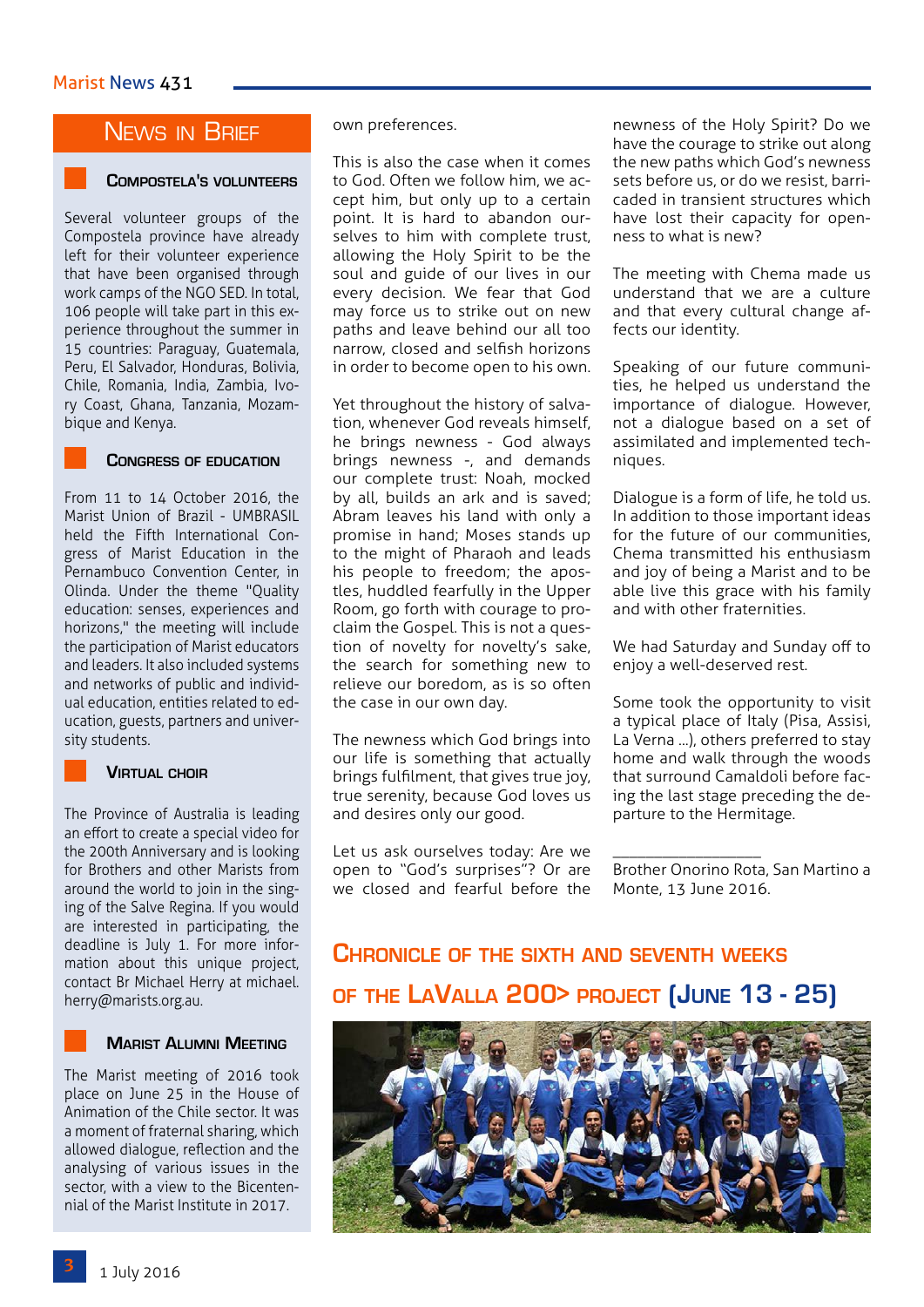## News in Brief

### Compostela's volunteers

Several volunteer groups of the Compostela province have already left for their volunteer experience that have been organised through work camps of the NGO SED. In total, 106 people will take part in this experience throughout the summer in 15 countries: Paraguay, Guatemala, Peru, El Salvador, Honduras, Bolivia, Chile, Romania, India, Zambia, Ivory Coast, Ghana, Tanzania, Mozambique and Kenya.

### Congress of Education

From 11 to 14 October 2016, the Marist Union of Brazil - UMBRASIL held the Fifth International Congress of Marist Education in the Pernambuco Convention Center, in Olinda. Under the theme "Quality education: senses, experiences and horizons," the meeting will include the participation of Marist educators and leaders. It also included systems and networks of public and individual education, entities related to education, guests, partners and university students.

### Virtual Choir

The Province of Australia is leading an effort to create a special video for the 200th Anniversary and is looking for Brothers and other Marists from around the world to join in the singing of the Salve Regina. If you would are interested in participating, the deadline is July 1. For more information about this unique project, contact Br Michael Herry at michael.herry@marists.org.au.

### Marist Alumni Meeting

The Marist meeting of 2016 took place on June 25 in the House of Animation of the Chile sector. It was a moment of fraternal sharing, which allowed dialogue, reflection and the analysing of various issues in the sector, with a view to the Bicentennial of the Marist Institute in 2017.

---

own preferences.

This is also the case when it comes to God. Often we follow him, we accept him, but only up to a certain point. It is hard to abandon ourselves to him with complete trust, allowing the Holy Spirit to be the soul and guide of our lives in our every decision. We fear that God may force us to strike out on new paths and leave behind our all too narrow, closed and selfish horizons in order to become open to his own.

Yet throughout the history of salvation, whenever God reveals himself, he brings newness - God always brings newness -, and demands our complete trust: Noah, mocked by all, builds an ark and is saved; Abram leaves his land with only a promise in hand; Moses stands up to the might of Pharaoh and leads his people to freedom; the apostles, huddled fearfully in the Upper Room, go forth with courage to proclaim the Gospel. This is not a question of novelty for novelty's sake, the search for something new to relieve our boredom, as is so often the case in our own day.

The newness which God brings into our life is something that actually brings fulfilment, that gives true joy, true serenity, because God loves us and desires only our good.

Let us ask ourselves today: Are we open to "God's surprises"? Or are we closed and fearful before the newness of the Holy Spirit? Do we have the courage to strike out along the new paths which God's newness sets before us, or do we resist, barricaded in transient structures which have lost their capacity for openness to what is new?

The meeting with Chema made us understand that we are a culture and that every cultural change affects our identity.

Speaking of our future communities, he helped us understand the importance of dialogue. However, not a dialogue based on a set of assimilated and implemented techniques.

Dialogue is a form of life, he told us. In addition to those important ideas for the future of our communities, Chema transmitted his enthusiasm and joy of being a Marist and to be able live this grace with his family and with other fraternities.

We had Saturday and Sunday off to enjoy a well-deserved rest.

Some took the opportunity to visit a typical place of Italy (Pisa, Assisi, La Verna ...), others preferred to stay home and walk through the woods that surround Camaldoli before facing the last stage preceding the departure to the Hermitage.

\_\_\_\_\_\_\_\_\_\_\_\_\_\_\_\_\_\_

Brother Onorino Rota, San Martino a Monte, 13 June 2016.

## Chronicle of the sixth and seventh weeks of the LaValla 200> project (June 13 - 25)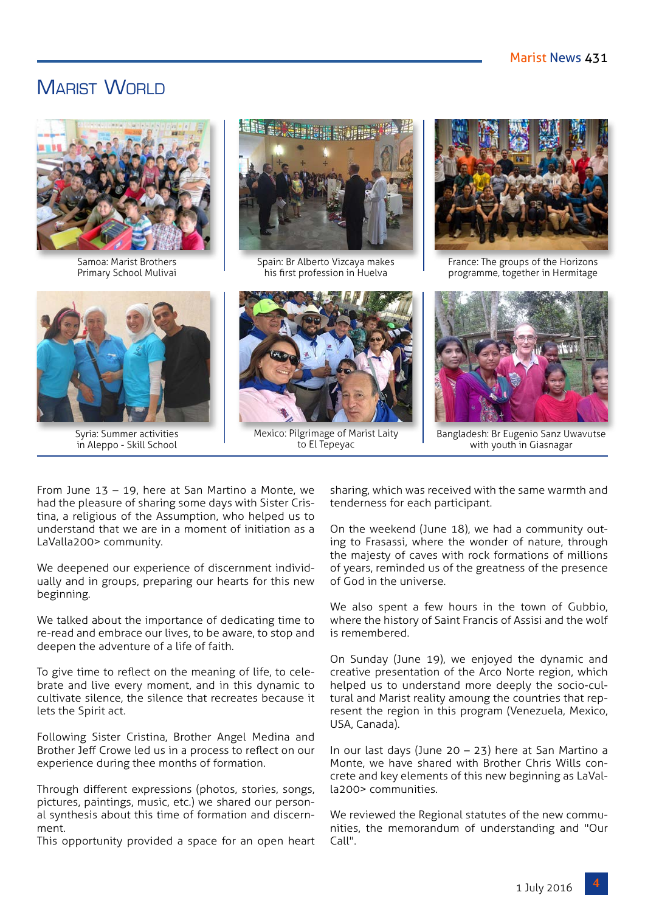# Marist World

Samoa: Marist Brothers Primary School Mulivai

Spain: Br Alberto Vizcaya makes his first profession in Huelva

France: The groups of the Horizons programme, together in Hermitage

Syria: Summer activities in Aleppo - Skill School

Mexico: Pilgrimage of Marist Laity to El Tepeyac

Bangladesh: Br Eugenio Sanz Uwavutse with youth in Giasnagar

From June 13 – 19, here at San Martino a Monte, we had the pleasure of sharing some days with Sister Cristina, a religious of the Assumption, who helped us to understand that we are in a moment of initiation as a LaValla200> community.

We deepened our experience of discernment individually and in groups, preparing our hearts for this new beginning.

We talked about the importance of dedicating time to re-read and embrace our lives, to be aware, to stop and deepen the adventure of a life of faith.

To give time to reflect on the meaning of life, to celebrate and live every moment, and in this dynamic to cultivate silence, the silence that recreates because it lets the Spirit act.

Following Sister Cristina, Brother Angel Medina and Brother Jeff Crowe led us in a process to reflect on our experience during thee months of formation.

Through different expressions (photos, stories, songs, pictures, paintings, music, etc.) we shared our personal synthesis about this time of formation and discernment.
This opportunity provided a space for an open heart sharing, which was received with the same warmth and tenderness for each participant.

On the weekend (June 18), we had a community outing to Frasassi, where the wonder of nature, through the majesty of caves with rock formations of millions of years, reminded us of the greatness of the presence of God in the universe.

We also spent a few hours in the town of Gubbio, where the history of Saint Francis of Assisi and the wolf is remembered.

On Sunday (June 19), we enjoyed the dynamic and creative presentation of the Arco Norte region, which helped us to understand more deeply the socio-cultural and Marist reality amoung the countries that represent the region in this program (Venezuela, Mexico, USA, Canada).

In our last days (June 20 – 23) here at San Martino a Monte, we have shared with Brother Chris Wills concrete and key elements of this new beginning as LaValla200> communities.

We reviewed the Regional statutes of the new communities, the memorandum of understanding and "Our Call".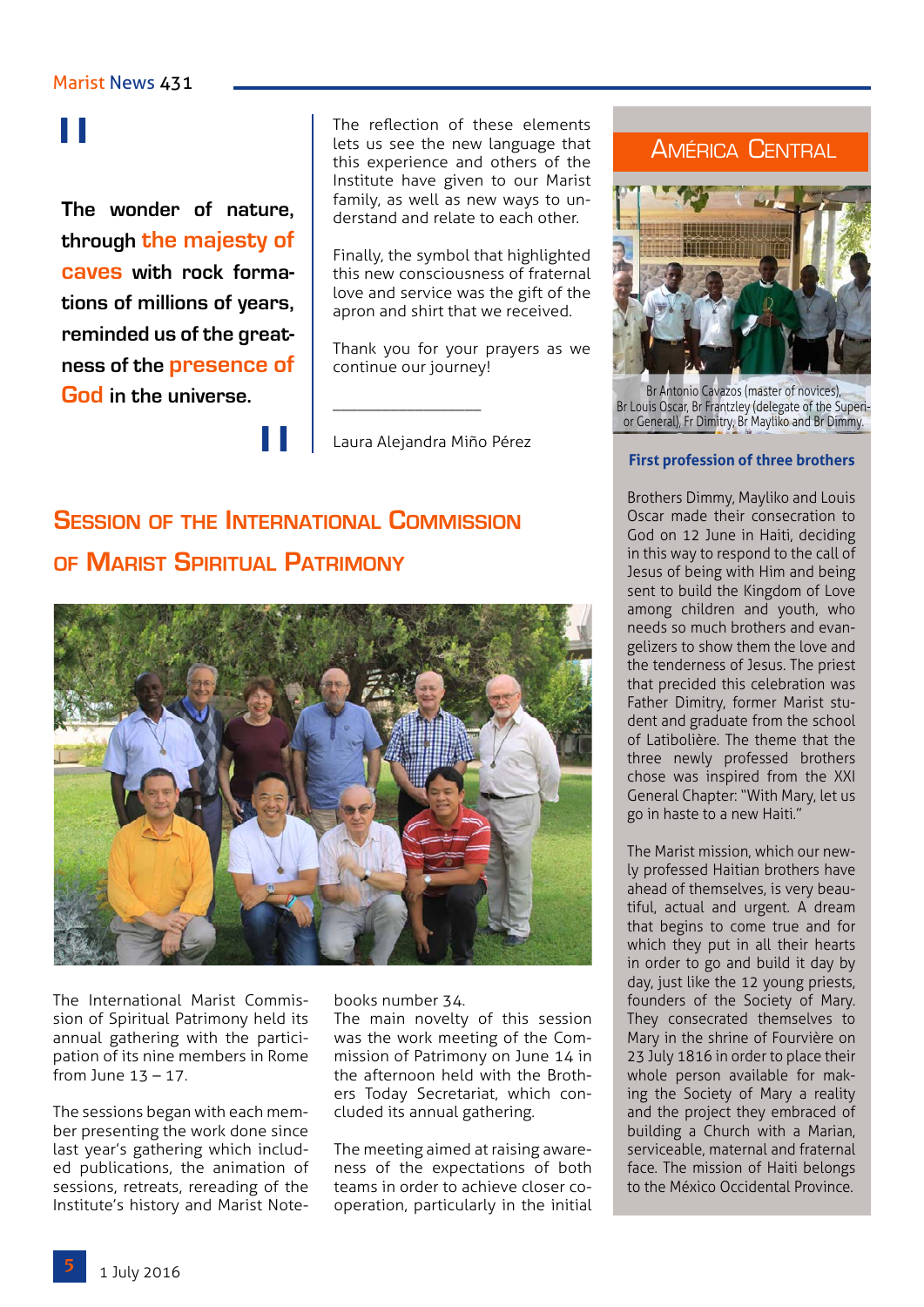> **The wonder of nature, through the majesty of caves with rock formations of millions of years, reminded us of the greatness of the presence of God in the universe.**

The reflection of these elements lets us see the new language that this experience and others of the Institute have given to our Marist family, as well as new ways to understand and relate to each other.

Finally, the symbol that highlighted this new consciousness of fraternal love and service was the gift of the apron and shirt that we received.

Thank you for your prayers as we continue our journey!

\_\_\_\_\_\_\_\_\_\_\_\_\_\_\_\_\_\_

Laura Alejandra Miño Pérez

## Session of the International Commission of Marist Spiritual Patrimony

The International Marist Commission of Spiritual Patrimony held its annual gathering with the participation of its nine members in Rome from June 13 – 17.

The sessions began with each member presenting the work done since last year's gathering which included publications, the animation of sessions, retreats, rereading of the Institute's history and Marist Notebooks number 34.

The main novelty of this session was the work meeting of the Commission of Patrimony on June 14 in the afternoon held with the Brothers Today Secretariat, which concluded its annual gathering.

The meeting aimed at raising awareness of the expectations of both teams in order to achieve closer cooperation, particularly in the initial

## América Central

Br Antonio Cavazos (master of novices), Br Louis Oscar, Br Frantzley (delegate of the Superior General), Fr Dimitry, Br Mayliko and Br Dimmy.

### First profession of three brothers

Brothers Dimmy, Mayliko and Louis Oscar made their consecration to God on 12 June in Haiti, deciding in this way to respond to the call of Jesus of being with Him and being sent to build the Kingdom of Love among children and youth, who needs so much brothers and evangelizers to show them the love and the tenderness of Jesus. The priest that precided this celebration was Father Dimitry, former Marist student and graduate from the school of Latibolière. The theme that the three newly professed brothers chose was inspired from the XXI General Chapter: "With Mary, let us go in haste to a new Haiti."

The Marist mission, which our newly professed Haitian brothers have ahead of themselves, is very beautiful, actual and urgent. A dream that begins to come true and for which they put in all their hearts in order to go and build it day by day, just like the 12 young priests, founders of the Society of Mary. They consecrated themselves to Mary in the shrine of Fourvière on 23 July 1816 in order to place their whole person available for making the Society of Mary a reality and the project they embraced of building a Church with a Marian, serviceable, maternal and fraternal face. The mission of Haiti belongs to the México Occidental Province.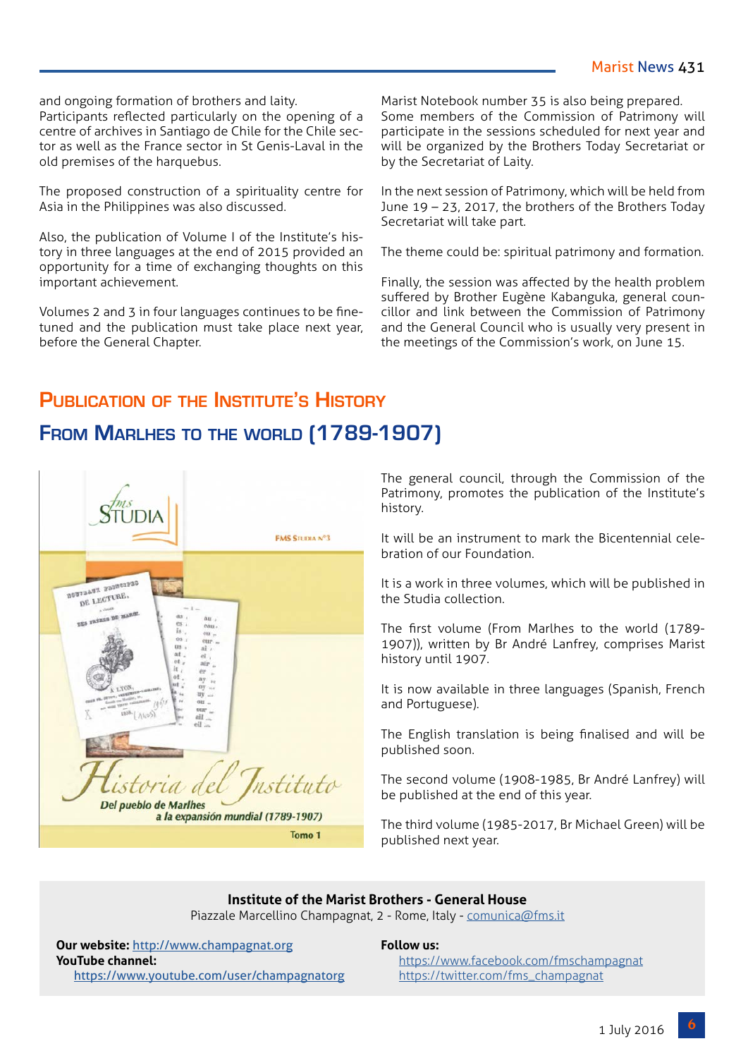and ongoing formation of brothers and laity. Participants reflected particularly on the opening of a centre of archives in Santiago de Chile for the Chile sector as well as the France sector in St Genis-Laval in the old premises of the harquebus.

The proposed construction of a spirituality centre for Asia in the Philippines was also discussed.

Also, the publication of Volume I of the Institute's history in three languages at the end of 2015 provided an opportunity for a time of exchanging thoughts on this important achievement.

Volumes 2 and 3 in four languages continues to be fine-tuned and the publication must take place next year, before the General Chapter.

Marist Notebook number 35 is also being prepared. Some members of the Commission of Patrimony will participate in the sessions scheduled for next year and will be organized by the Brothers Today Secretariat or by the Secretariat of Laity.

In the next session of Patrimony, which will be held from June 19 – 23, 2017, the brothers of the Brothers Today Secretariat will take part.

The theme could be: spiritual patrimony and formation.

Finally, the session was affected by the health problem suffered by Brother Eugène Kabanguka, general councillor and link between the Commission of Patrimony and the General Council who is usually very present in the meetings of the Commission's work, on June 15.

## Publication of the Institute's History

## From Marlhes to the world (1789-1907)

The general council, through the Commission of the Patrimony, promotes the publication of the Institute's history.

It will be an instrument to mark the Bicentennial celebration of our Foundation.

It is a work in three volumes, which will be published in the Studia collection.

The first volume (From Marlhes to the world (1789-1907)), written by Br André Lanfrey, comprises Marist history until 1907.

It is now available in three languages (Spanish, French and Portuguese).

The English translation is being finalised and will be published soon.

The second volume (1908-1985, Br André Lanfrey) will be published at the end of this year.

The third volume (1985-2017, Br Michael Green) will be published next year.

**Institute of the Marist Brothers - General House**
Piazzale Marcellino Champagnat, 2 - Rome, Italy - comunica@fms.it

**Our website:** http://www.champagnat.org
**YouTube channel:**
https://www.youtube.com/user/champagnatorg

**Follow us:**
https://www.facebook.com/fmschampagnat
https://twitter.com/fms_champagnat